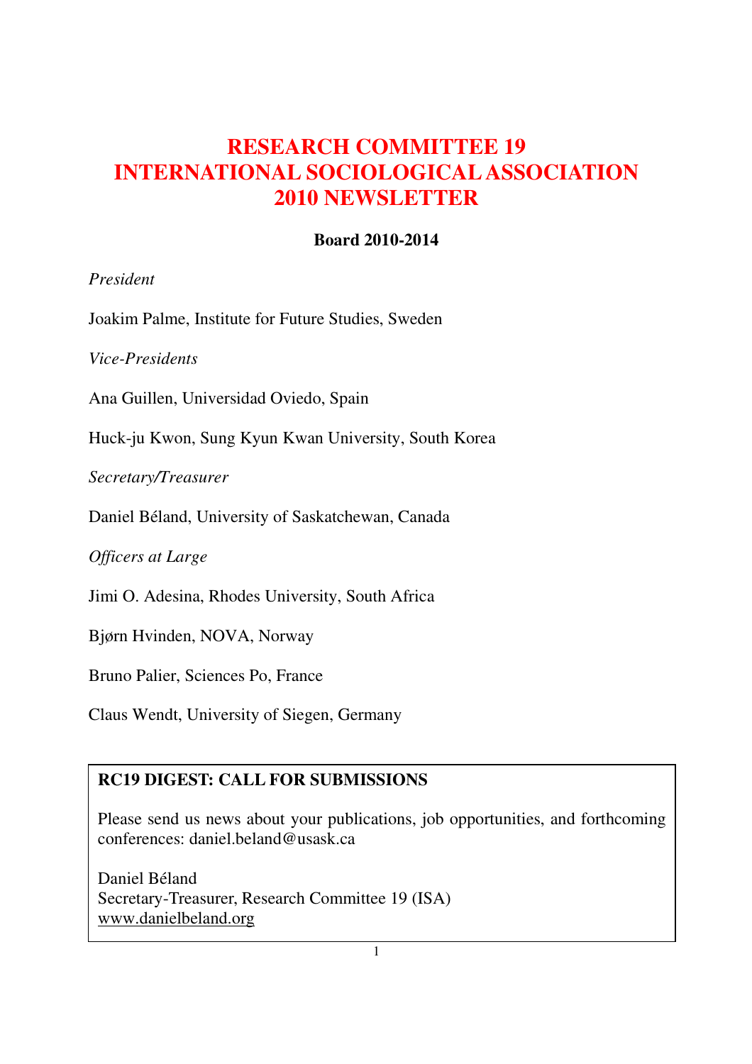# RESEARCH COMMITTEE 19
# INTERNATIONAL SOCIOLOGICAL ASSOCIATION
# 2010 NEWSLETTER

**Board 2010-2014**

*President*

Joakim Palme, Institute for Future Studies, Sweden

*Vice-Presidents*

Ana Guillen, Universidad Oviedo, Spain

Huck-ju Kwon, Sung Kyun Kwan University, South Korea

*Secretary/Treasurer*

Daniel Béland, University of Saskatchewan, Canada

*Officers at Large*

Jimi O. Adesina, Rhodes University, South Africa

Bjørn Hvinden, NOVA, Norway

Bruno Palier, Sciences Po, France

Claus Wendt, University of Siegen, Germany

**RC19 DIGEST: CALL FOR SUBMISSIONS**

Please send us news about your publications, job opportunities, and forthcoming conferences: daniel.beland@usask.ca

Daniel Béland
Secretary-Treasurer, Research Committee 19 (ISA)
www.danielbeland.org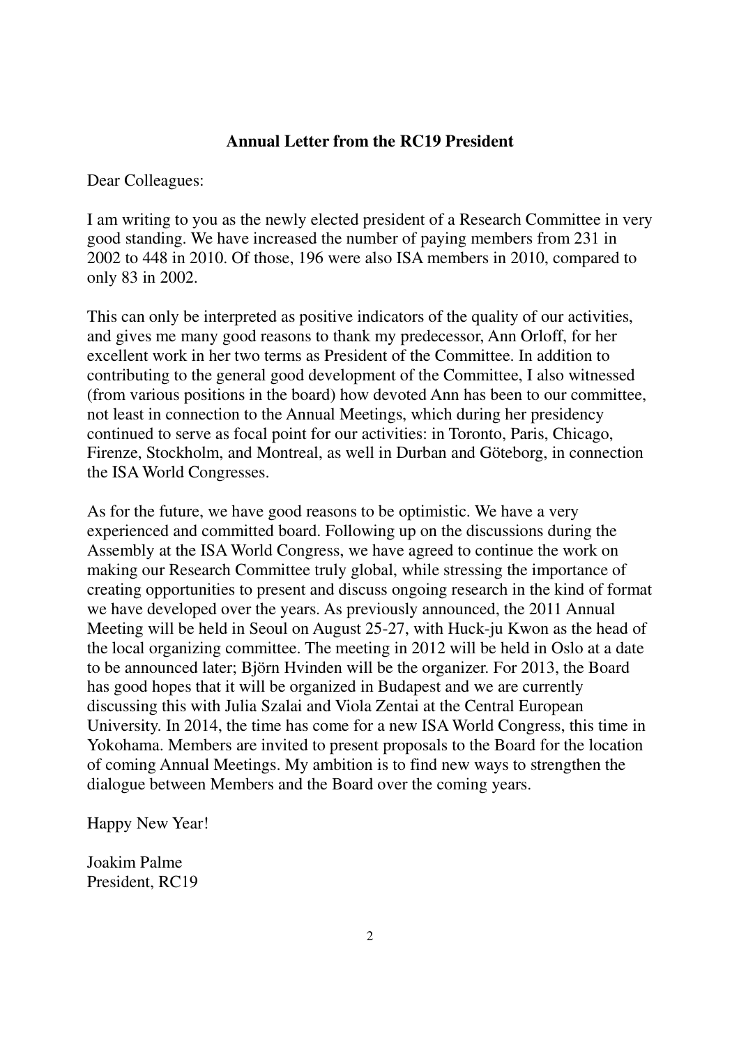## Annual Letter from the RC19 President

Dear Colleagues:

I am writing to you as the newly elected president of a Research Committee in very good standing. We have increased the number of paying members from 231 in 2002 to 448 in 2010. Of those, 196 were also ISA members in 2010, compared to only 83 in 2002.

This can only be interpreted as positive indicators of the quality of our activities, and gives me many good reasons to thank my predecessor, Ann Orloff, for her excellent work in her two terms as President of the Committee. In addition to contributing to the general good development of the Committee, I also witnessed (from various positions in the board) how devoted Ann has been to our committee, not least in connection to the Annual Meetings, which during her presidency continued to serve as focal point for our activities: in Toronto, Paris, Chicago, Firenze, Stockholm, and Montreal, as well in Durban and Göteborg, in connection the ISA World Congresses.

As for the future, we have good reasons to be optimistic. We have a very experienced and committed board. Following up on the discussions during the Assembly at the ISA World Congress, we have agreed to continue the work on making our Research Committee truly global, while stressing the importance of creating opportunities to present and discuss ongoing research in the kind of format we have developed over the years. As previously announced, the 2011 Annual Meeting will be held in Seoul on August 25-27, with Huck-ju Kwon as the head of the local organizing committee. The meeting in 2012 will be held in Oslo at a date to be announced later; Björn Hvinden will be the organizer. For 2013, the Board has good hopes that it will be organized in Budapest and we are currently discussing this with Julia Szalai and Viola Zentai at the Central European University. In 2014, the time has come for a new ISA World Congress, this time in Yokohama. Members are invited to present proposals to the Board for the location of coming Annual Meetings. My ambition is to find new ways to strengthen the dialogue between Members and the Board over the coming years.

Happy New Year!

Joakim Palme
President, RC19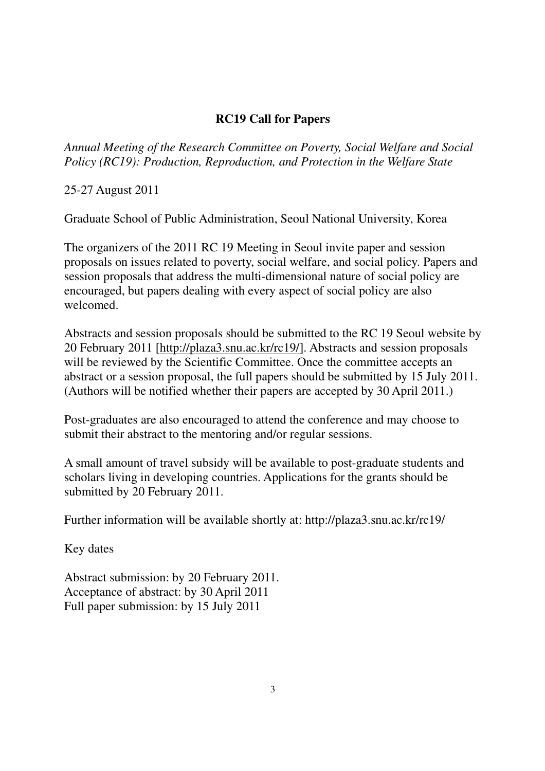## RC19 Call for Papers

*Annual Meeting of the Research Committee on Poverty, Social Welfare and Social Policy (RC19): Production, Reproduction, and Protection in the Welfare State*

25-27 August 2011

Graduate School of Public Administration, Seoul National University, Korea

The organizers of the 2011 RC 19 Meeting in Seoul invite paper and session proposals on issues related to poverty, social welfare, and social policy. Papers and session proposals that address the multi-dimensional nature of social policy are encouraged, but papers dealing with every aspect of social policy are also welcomed.

Abstracts and session proposals should be submitted to the RC 19 Seoul website by 20 February 2011 [http://plaza3.snu.ac.kr/rc19/]. Abstracts and session proposals will be reviewed by the Scientific Committee. Once the committee accepts an abstract or a session proposal, the full papers should be submitted by 15 July 2011. (Authors will be notified whether their papers are accepted by 30 April 2011.)

Post-graduates are also encouraged to attend the conference and may choose to submit their abstract to the mentoring and/or regular sessions.

A small amount of travel subsidy will be available to post-graduate students and scholars living in developing countries. Applications for the grants should be submitted by 20 February 2011.

Further information will be available shortly at: http://plaza3.snu.ac.kr/rc19/

Key dates

Abstract submission: by 20 February 2011.
Acceptance of abstract: by 30 April 2011
Full paper submission: by 15 July 2011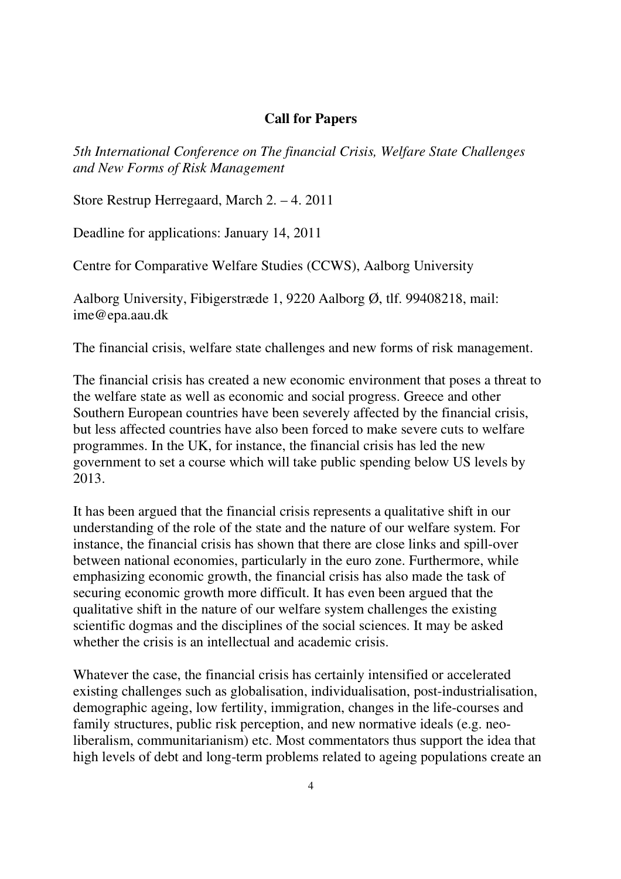## Call for Papers

*5th International Conference on The financial Crisis, Welfare State Challenges and New Forms of Risk Management*

Store Restrup Herregaard, March 2. – 4. 2011

Deadline for applications: January 14, 2011

Centre for Comparative Welfare Studies (CCWS), Aalborg University

Aalborg University, Fibigerstræde 1, 9220 Aalborg Ø, tlf. 99408218, mail: ime@epa.aau.dk

The financial crisis, welfare state challenges and new forms of risk management.

The financial crisis has created a new economic environment that poses a threat to the welfare state as well as economic and social progress. Greece and other Southern European countries have been severely affected by the financial crisis, but less affected countries have also been forced to make severe cuts to welfare programmes. In the UK, for instance, the financial crisis has led the new government to set a course which will take public spending below US levels by 2013.

It has been argued that the financial crisis represents a qualitative shift in our understanding of the role of the state and the nature of our welfare system. For instance, the financial crisis has shown that there are close links and spill-over between national economies, particularly in the euro zone. Furthermore, while emphasizing economic growth, the financial crisis has also made the task of securing economic growth more difficult. It has even been argued that the qualitative shift in the nature of our welfare system challenges the existing scientific dogmas and the disciplines of the social sciences. It may be asked whether the crisis is an intellectual and academic crisis.

Whatever the case, the financial crisis has certainly intensified or accelerated existing challenges such as globalisation, individualisation, post-industrialisation, demographic ageing, low fertility, immigration, changes in the life-courses and family structures, public risk perception, and new normative ideals (e.g. neo-liberalism, communitarianism) etc. Most commentators thus support the idea that high levels of debt and long-term problems related to ageing populations create an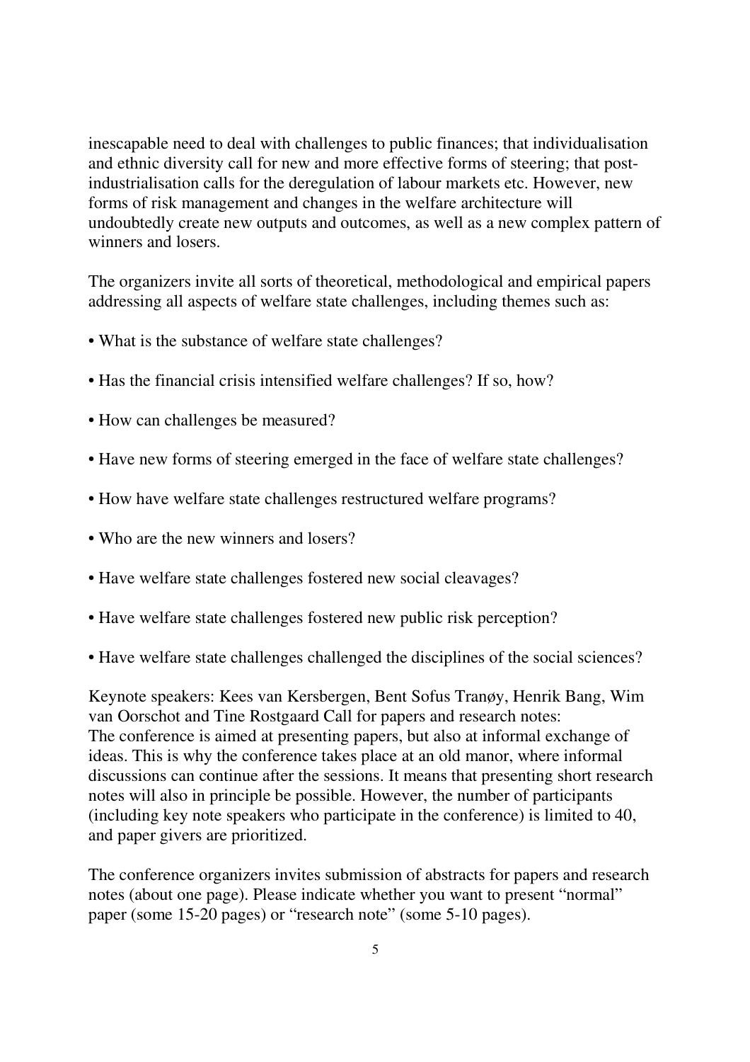inescapable need to deal with challenges to public finances; that individualisation and ethnic diversity call for new and more effective forms of steering; that post-industrialisation calls for the deregulation of labour markets etc. However, new forms of risk management and changes in the welfare architecture will undoubtedly create new outputs and outcomes, as well as a new complex pattern of winners and losers.

The organizers invite all sorts of theoretical, methodological and empirical papers addressing all aspects of welfare state challenges, including themes such as:

- What is the substance of welfare state challenges?
- Has the financial crisis intensified welfare challenges? If so, how?
- How can challenges be measured?
- Have new forms of steering emerged in the face of welfare state challenges?
- How have welfare state challenges restructured welfare programs?
- Who are the new winners and losers?
- Have welfare state challenges fostered new social cleavages?
- Have welfare state challenges fostered new public risk perception?
- Have welfare state challenges challenged the disciplines of the social sciences?

Keynote speakers: Kees van Kersbergen, Bent Sofus Tranøy, Henrik Bang, Wim van Oorschot and Tine Rostgaard Call for papers and research notes:
The conference is aimed at presenting papers, but also at informal exchange of ideas. This is why the conference takes place at an old manor, where informal discussions can continue after the sessions. It means that presenting short research notes will also in principle be possible. However, the number of participants (including key note speakers who participate in the conference) is limited to 40, and paper givers are prioritized.

The conference organizers invites submission of abstracts for papers and research notes (about one page). Please indicate whether you want to present "normal" paper (some 15-20 pages) or "research note" (some 5-10 pages).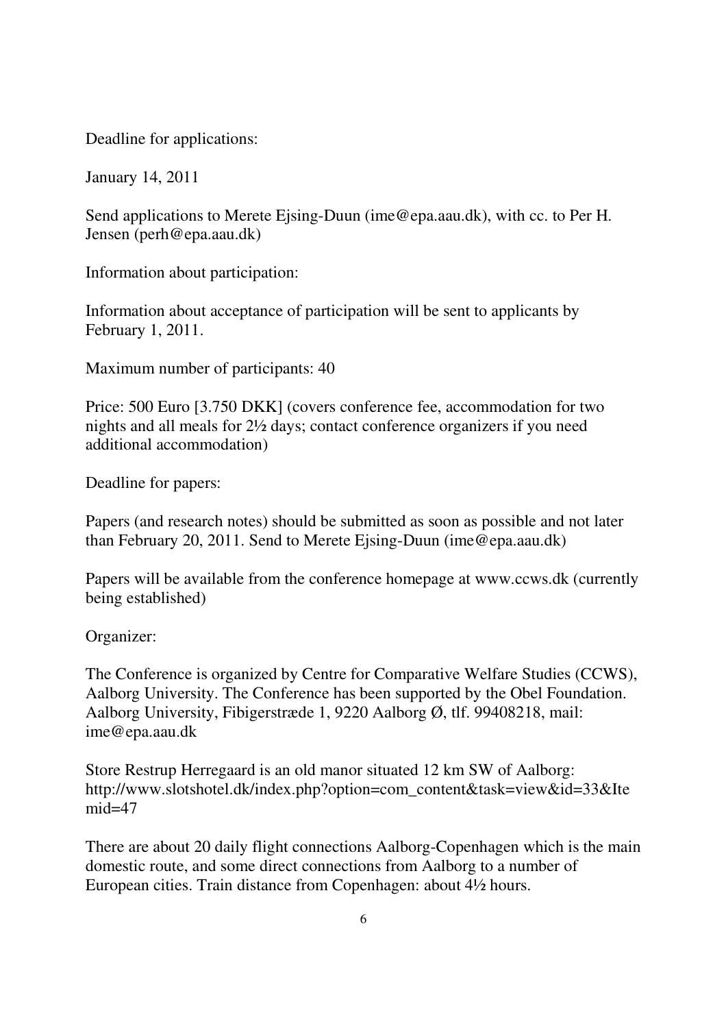Deadline for applications:

January 14, 2011

Send applications to Merete Ejsing-Duun (ime@epa.aau.dk), with cc. to Per H. Jensen (perh@epa.aau.dk)

Information about participation:

Information about acceptance of participation will be sent to applicants by February 1, 2011.

Maximum number of participants: 40

Price: 500 Euro [3.750 DKK] (covers conference fee, accommodation for two nights and all meals for 2½ days; contact conference organizers if you need additional accommodation)

Deadline for papers:

Papers (and research notes) should be submitted as soon as possible and not later than February 20, 2011. Send to Merete Ejsing-Duun (ime@epa.aau.dk)

Papers will be available from the conference homepage at www.ccws.dk (currently being established)

Organizer:

The Conference is organized by Centre for Comparative Welfare Studies (CCWS), Aalborg University. The Conference has been supported by the Obel Foundation. Aalborg University, Fibigerstræde 1, 9220 Aalborg Ø, tlf. 99408218, mail: ime@epa.aau.dk

Store Restrup Herregaard is an old manor situated 12 km SW of Aalborg: http://www.slotshotel.dk/index.php?option=com_content&task=view&id=33&Itemid=47

There are about 20 daily flight connections Aalborg-Copenhagen which is the main domestic route, and some direct connections from Aalborg to a number of European cities. Train distance from Copenhagen: about 4½ hours.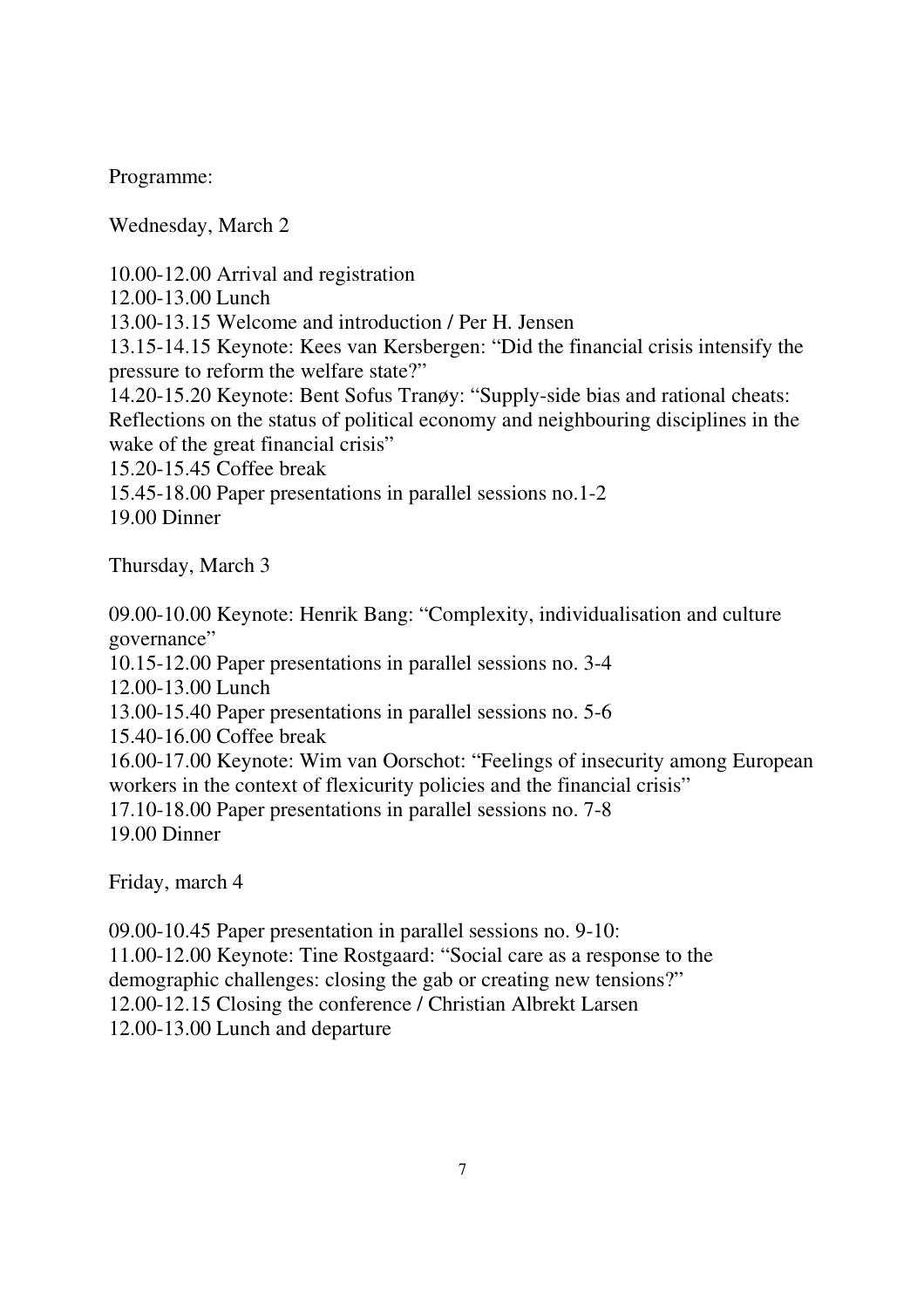Programme:

Wednesday, March 2

10.00-12.00 Arrival and registration
12.00-13.00 Lunch
13.00-13.15 Welcome and introduction / Per H. Jensen
13.15-14.15 Keynote: Kees van Kersbergen: "Did the financial crisis intensify the pressure to reform the welfare state?"
14.20-15.20 Keynote: Bent Sofus Tranøy: "Supply-side bias and rational cheats: Reflections on the status of political economy and neighbouring disciplines in the wake of the great financial crisis"
15.20-15.45 Coffee break
15.45-18.00 Paper presentations in parallel sessions no.1-2
19.00 Dinner

Thursday, March 3

09.00-10.00 Keynote: Henrik Bang: "Complexity, individualisation and culture governance"
10.15-12.00 Paper presentations in parallel sessions no. 3-4
12.00-13.00 Lunch
13.00-15.40 Paper presentations in parallel sessions no. 5-6
15.40-16.00 Coffee break
16.00-17.00 Keynote: Wim van Oorschot: "Feelings of insecurity among European workers in the context of flexicurity policies and the financial crisis"
17.10-18.00 Paper presentations in parallel sessions no. 7-8
19.00 Dinner

Friday, march 4

09.00-10.45 Paper presentation in parallel sessions no. 9-10:
11.00-12.00 Keynote: Tine Rostgaard: "Social care as a response to the demographic challenges: closing the gab or creating new tensions?"
12.00-12.15 Closing the conference / Christian Albrekt Larsen
12.00-13.00 Lunch and departure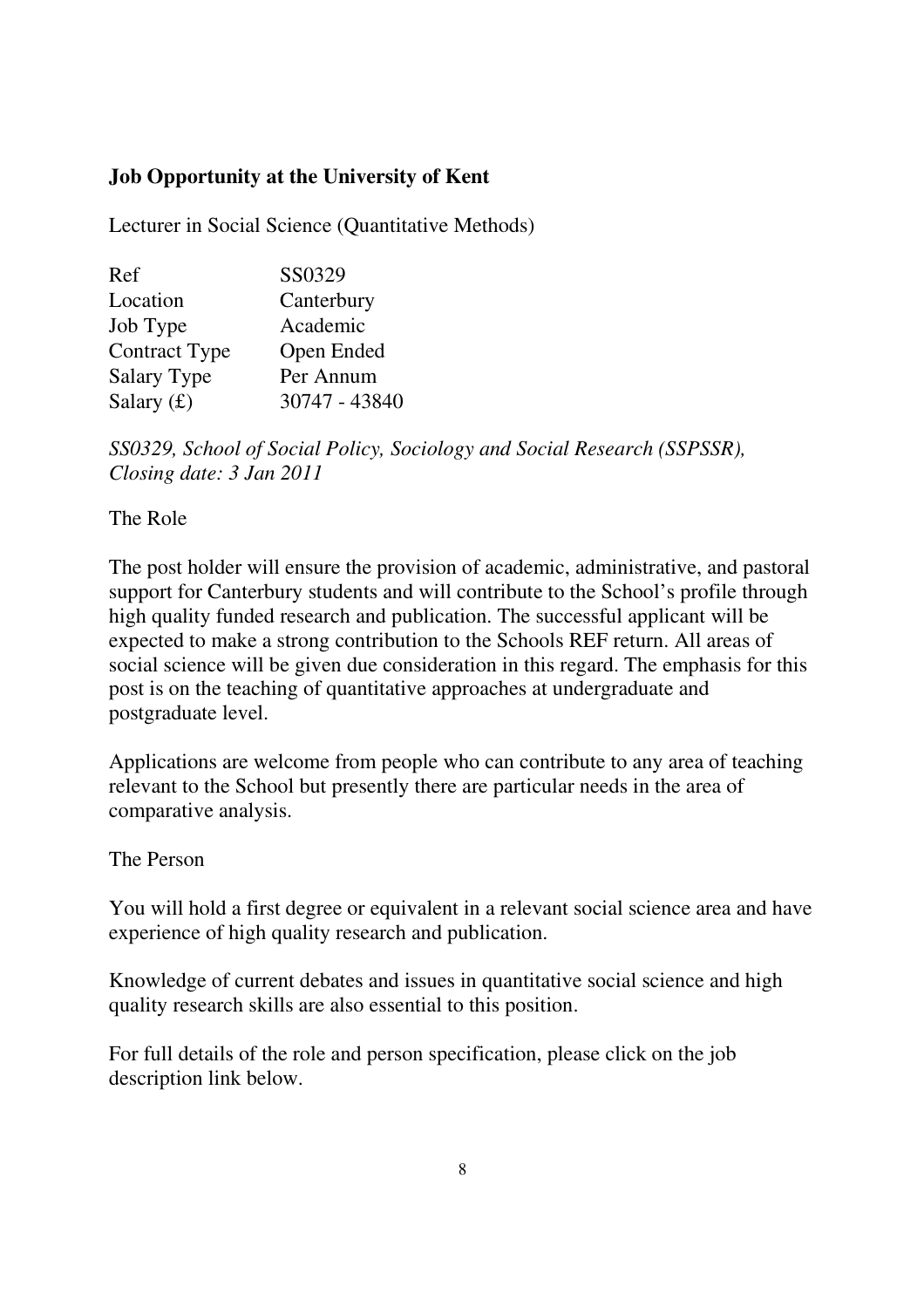**Job Opportunity at the University of Kent**

Lecturer in Social Science (Quantitative Methods)

| Ref | SS0329 |
|---|---|
| Location | Canterbury |
| Job Type | Academic |
| Contract Type | Open Ended |
| Salary Type | Per Annum |
| Salary (£) | 30747 - 43840 |

*SS0329, School of Social Policy, Sociology and Social Research (SSPSSR), Closing date: 3 Jan 2011*

The Role

The post holder will ensure the provision of academic, administrative, and pastoral support for Canterbury students and will contribute to the School's profile through high quality funded research and publication. The successful applicant will be expected to make a strong contribution to the Schools REF return. All areas of social science will be given due consideration in this regard. The emphasis for this post is on the teaching of quantitative approaches at undergraduate and postgraduate level.

Applications are welcome from people who can contribute to any area of teaching relevant to the School but presently there are particular needs in the area of comparative analysis.

The Person

You will hold a first degree or equivalent in a relevant social science area and have experience of high quality research and publication.

Knowledge of current debates and issues in quantitative social science and high quality research skills are also essential to this position.

For full details of the role and person specification, please click on the job description link below.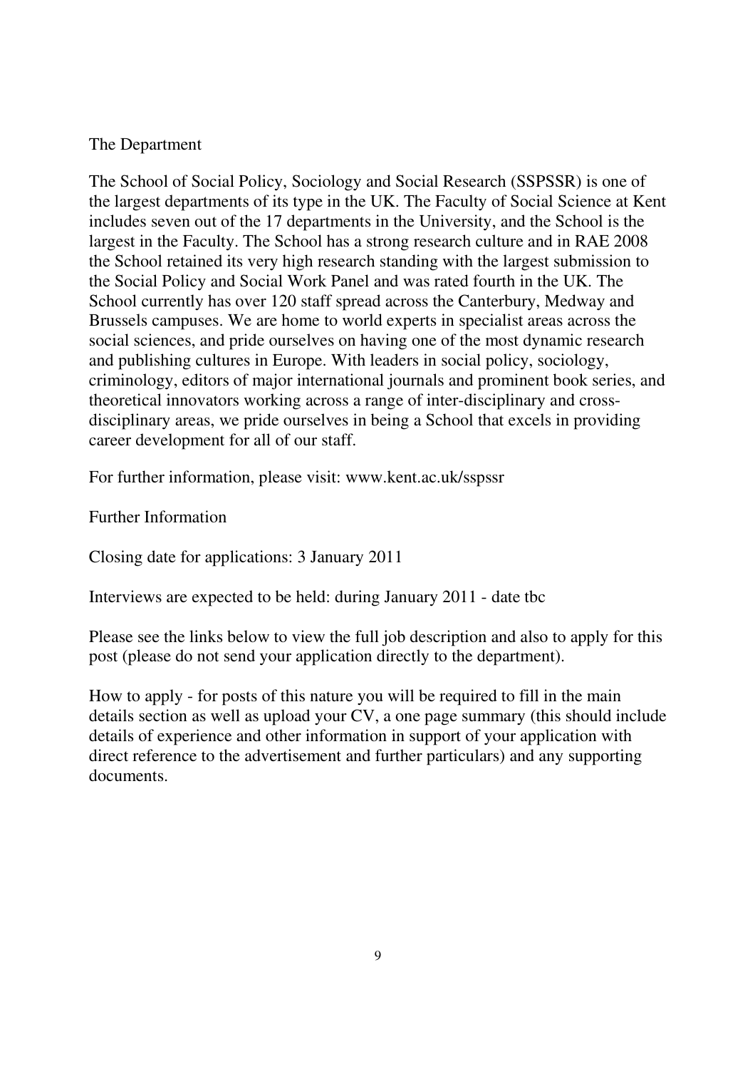## The Department

The School of Social Policy, Sociology and Social Research (SSPSSR) is one of the largest departments of its type in the UK. The Faculty of Social Science at Kent includes seven out of the 17 departments in the University, and the School is the largest in the Faculty. The School has a strong research culture and in RAE 2008 the School retained its very high research standing with the largest submission to the Social Policy and Social Work Panel and was rated fourth in the UK. The School currently has over 120 staff spread across the Canterbury, Medway and Brussels campuses. We are home to world experts in specialist areas across the social sciences, and pride ourselves on having one of the most dynamic research and publishing cultures in Europe. With leaders in social policy, sociology, criminology, editors of major international journals and prominent book series, and theoretical innovators working across a range of inter-disciplinary and cross-disciplinary areas, we pride ourselves in being a School that excels in providing career development for all of our staff.

For further information, please visit: www.kent.ac.uk/sspssr

## Further Information

Closing date for applications: 3 January 2011

Interviews are expected to be held: during January 2011 - date tbc

Please see the links below to view the full job description and also to apply for this post (please do not send your application directly to the department).

How to apply - for posts of this nature you will be required to fill in the main details section as well as upload your CV, a one page summary (this should include details of experience and other information in support of your application with direct reference to the advertisement and further particulars) and any supporting documents.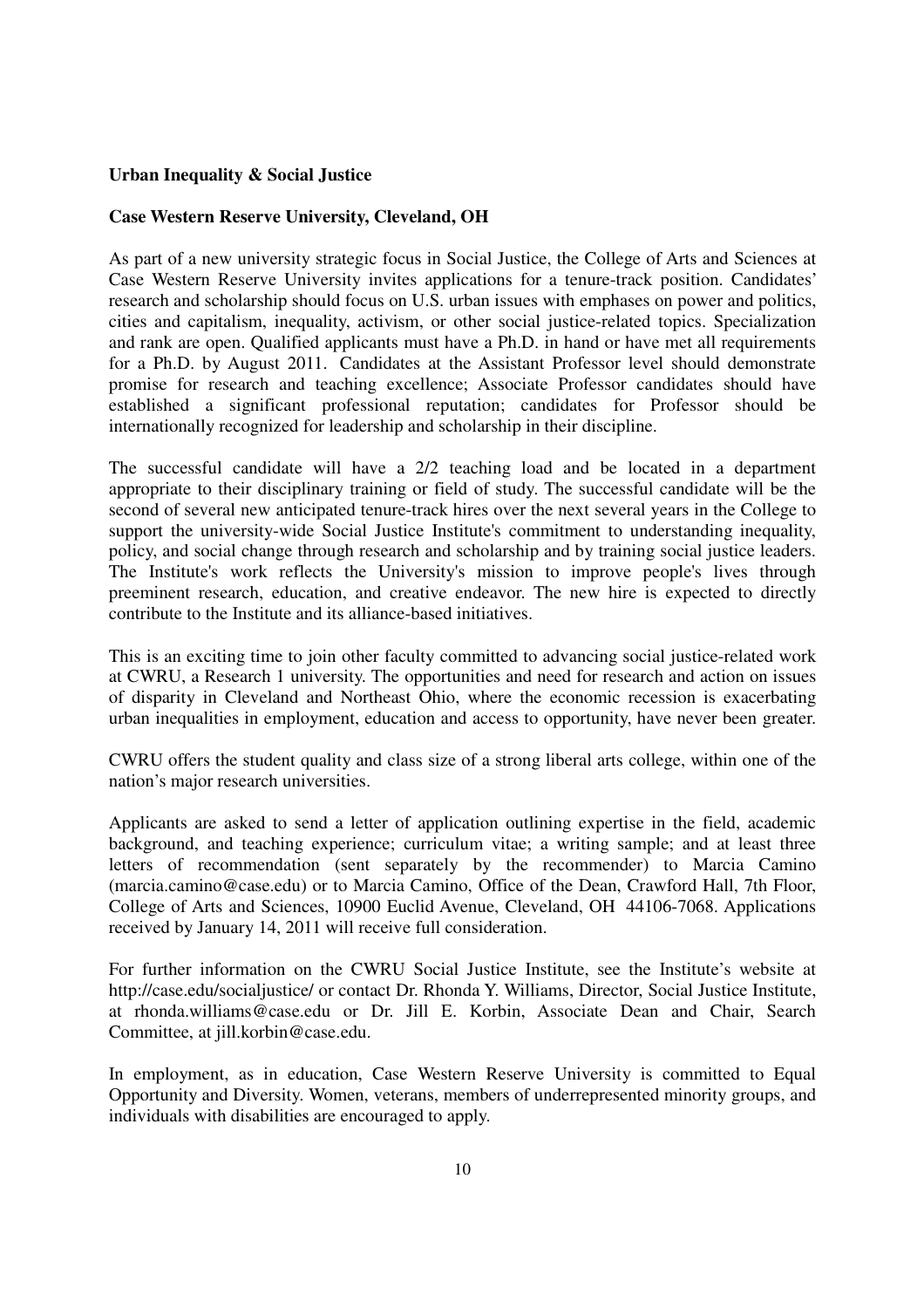**Urban Inequality & Social Justice**

**Case Western Reserve University, Cleveland, OH**

As part of a new university strategic focus in Social Justice, the College of Arts and Sciences at Case Western Reserve University invites applications for a tenure-track position. Candidates' research and scholarship should focus on U.S. urban issues with emphases on power and politics, cities and capitalism, inequality, activism, or other social justice-related topics. Specialization and rank are open. Qualified applicants must have a Ph.D. in hand or have met all requirements for a Ph.D. by August 2011. Candidates at the Assistant Professor level should demonstrate promise for research and teaching excellence; Associate Professor candidates should have established a significant professional reputation; candidates for Professor should be internationally recognized for leadership and scholarship in their discipline.

The successful candidate will have a 2/2 teaching load and be located in a department appropriate to their disciplinary training or field of study. The successful candidate will be the second of several new anticipated tenure-track hires over the next several years in the College to support the university-wide Social Justice Institute's commitment to understanding inequality, policy, and social change through research and scholarship and by training social justice leaders. The Institute's work reflects the University's mission to improve people's lives through preeminent research, education, and creative endeavor. The new hire is expected to directly contribute to the Institute and its alliance-based initiatives.

This is an exciting time to join other faculty committed to advancing social justice-related work at CWRU, a Research 1 university. The opportunities and need for research and action on issues of disparity in Cleveland and Northeast Ohio, where the economic recession is exacerbating urban inequalities in employment, education and access to opportunity, have never been greater.

CWRU offers the student quality and class size of a strong liberal arts college, within one of the nation's major research universities.

Applicants are asked to send a letter of application outlining expertise in the field, academic background, and teaching experience; curriculum vitae; a writing sample; and at least three letters of recommendation (sent separately by the recommender) to Marcia Camino (marcia.camino@case.edu) or to Marcia Camino, Office of the Dean, Crawford Hall, 7th Floor, College of Arts and Sciences, 10900 Euclid Avenue, Cleveland, OH 44106-7068. Applications received by January 14, 2011 will receive full consideration.

For further information on the CWRU Social Justice Institute, see the Institute's website at http://case.edu/socialjustice/ or contact Dr. Rhonda Y. Williams, Director, Social Justice Institute, at rhonda.williams@case.edu or Dr. Jill E. Korbin, Associate Dean and Chair, Search Committee, at jill.korbin@case.edu.

In employment, as in education, Case Western Reserve University is committed to Equal Opportunity and Diversity. Women, veterans, members of underrepresented minority groups, and individuals with disabilities are encouraged to apply.